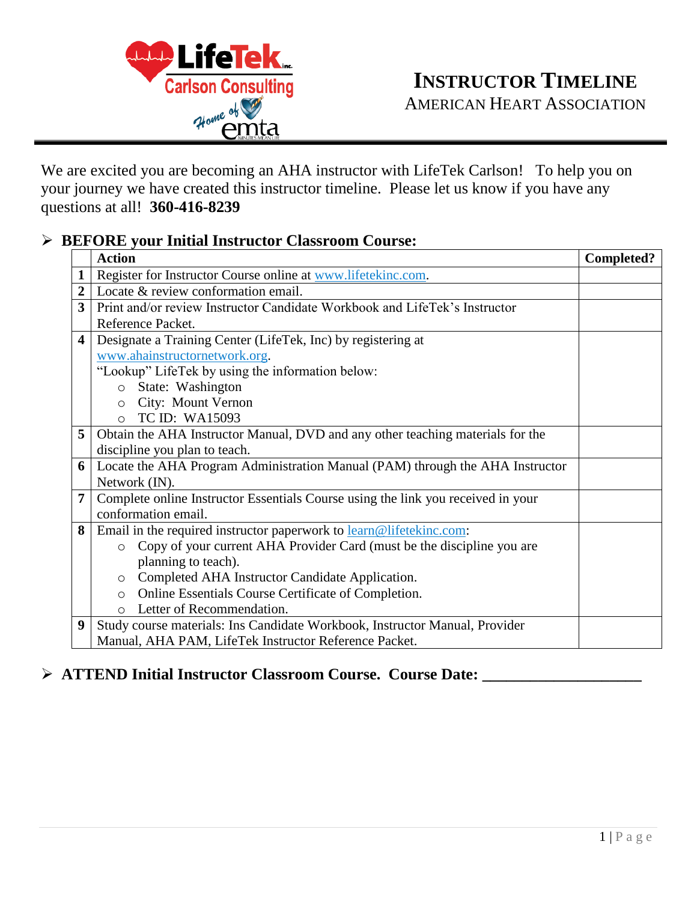# INSTRUCTOR TIMELINE

## AMERICAN HEART ASSOCIATION

We are excited you are becoming an AHA instructor with LifeTek Carlson! To help you on your journey we have created this instructor timeline. Please let us know if you have any questions at all! **360-416-8239**

- **BEFORE your Initial Instructor Classroom Course:**

| | Action | Completed? |
|---|---|---|
| **1** | Register for Instructor Course online at www.lifetekinc.com. | |
| **2** | Locate & review conformation email. | |
| **3** | Print and/or review Instructor Candidate Workbook and LifeTek's Instructor Reference Packet. | |
| **4** | Designate a Training Center (LifeTek, Inc) by registering at www.ahainstructornetwork.org. "Lookup" LifeTek by using the information below: ○ State: Washington ○ City: Mount Vernon ○ TC ID: WA15093 | |
| **5** | Obtain the AHA Instructor Manual, DVD and any other teaching materials for the discipline you plan to teach. | |
| **6** | Locate the AHA Program Administration Manual (PAM) through the AHA Instructor Network (IN). | |
| **7** | Complete online Instructor Essentials Course using the link you received in your conformation email. | |
| **8** | Email in the required instructor paperwork to learn@lifetekinc.com: ○ Copy of your current AHA Provider Card (must be the discipline you are planning to teach). ○ Completed AHA Instructor Candidate Application. ○ Online Essentials Course Certificate of Completion. ○ Letter of Recommendation. | |
| **9** | Study course materials: Ins Candidate Workbook, Instructor Manual, Provider Manual, AHA PAM, LifeTek Instructor Reference Packet. | |

- **ATTEND Initial Instructor Classroom Course. Course Date: ____________________**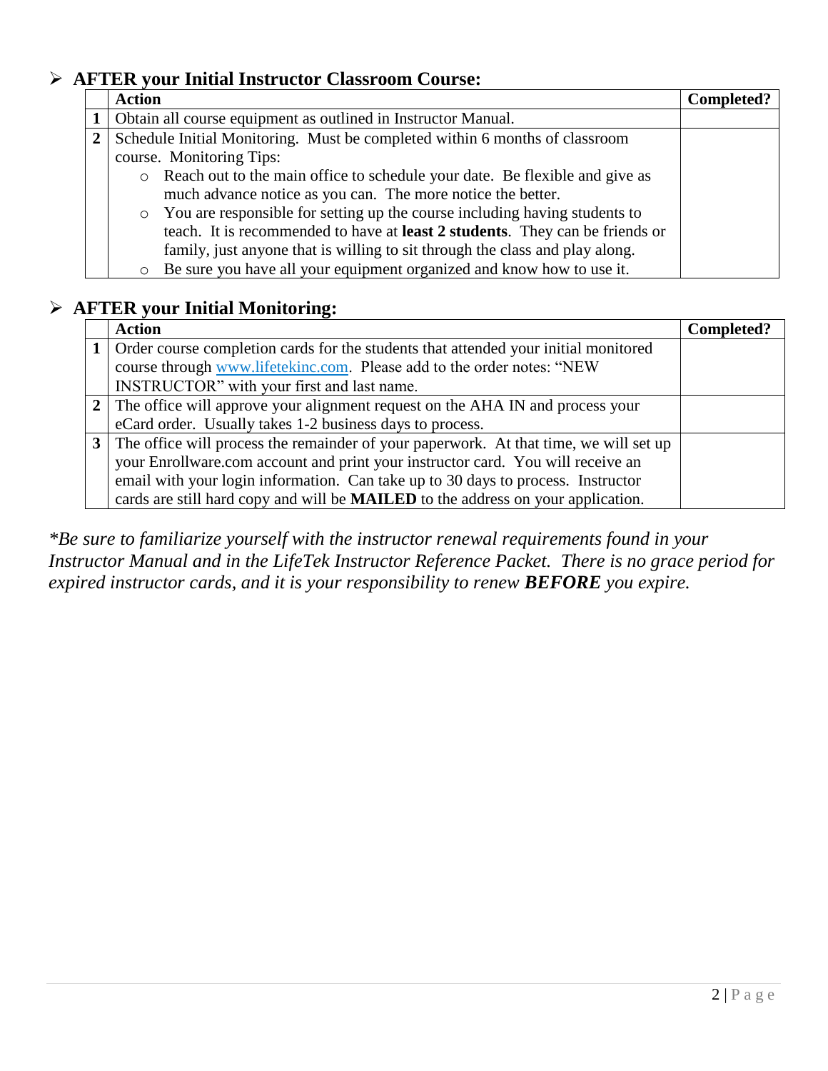- **AFTER your Initial Instructor Classroom Course:**

| | Action | Completed? |
|---|---|---|
| **1** | Obtain all course equipment as outlined in Instructor Manual. | |
| **2** | Schedule Initial Monitoring. Must be completed within 6 months of classroom course. Monitoring Tips:<br>○ Reach out to the main office to schedule your date. Be flexible and give as much advance notice as you can. The more notice the better.<br>○ You are responsible for setting up the course including having students to teach. It is recommended to have at **least 2 students**. They can be friends or family, just anyone that is willing to sit through the class and play along.<br>○ Be sure you have all your equipment organized and know how to use it. | |

- **AFTER your Initial Monitoring:**

| | Action | Completed? |
|---|---|---|
| **1** | Order course completion cards for the students that attended your initial monitored course through www.lifetekinc.com. Please add to the order notes: "NEW INSTRUCTOR" with your first and last name. | |
| **2** | The office will approve your alignment request on the AHA IN and process your eCard order. Usually takes 1-2 business days to process. | |
| **3** | The office will process the remainder of your paperwork. At that time, we will set up your Enrollware.com account and print your instructor card. You will receive an email with your login information. Can take up to 30 days to process. Instructor cards are still hard copy and will be **MAILED** to the address on your application. | |

*\*Be sure to familiarize yourself with the instructor renewal requirements found in your Instructor Manual and in the LifeTek Instructor Reference Packet. There is no grace period for expired instructor cards, and it is your responsibility to renew **BEFORE** you expire.*